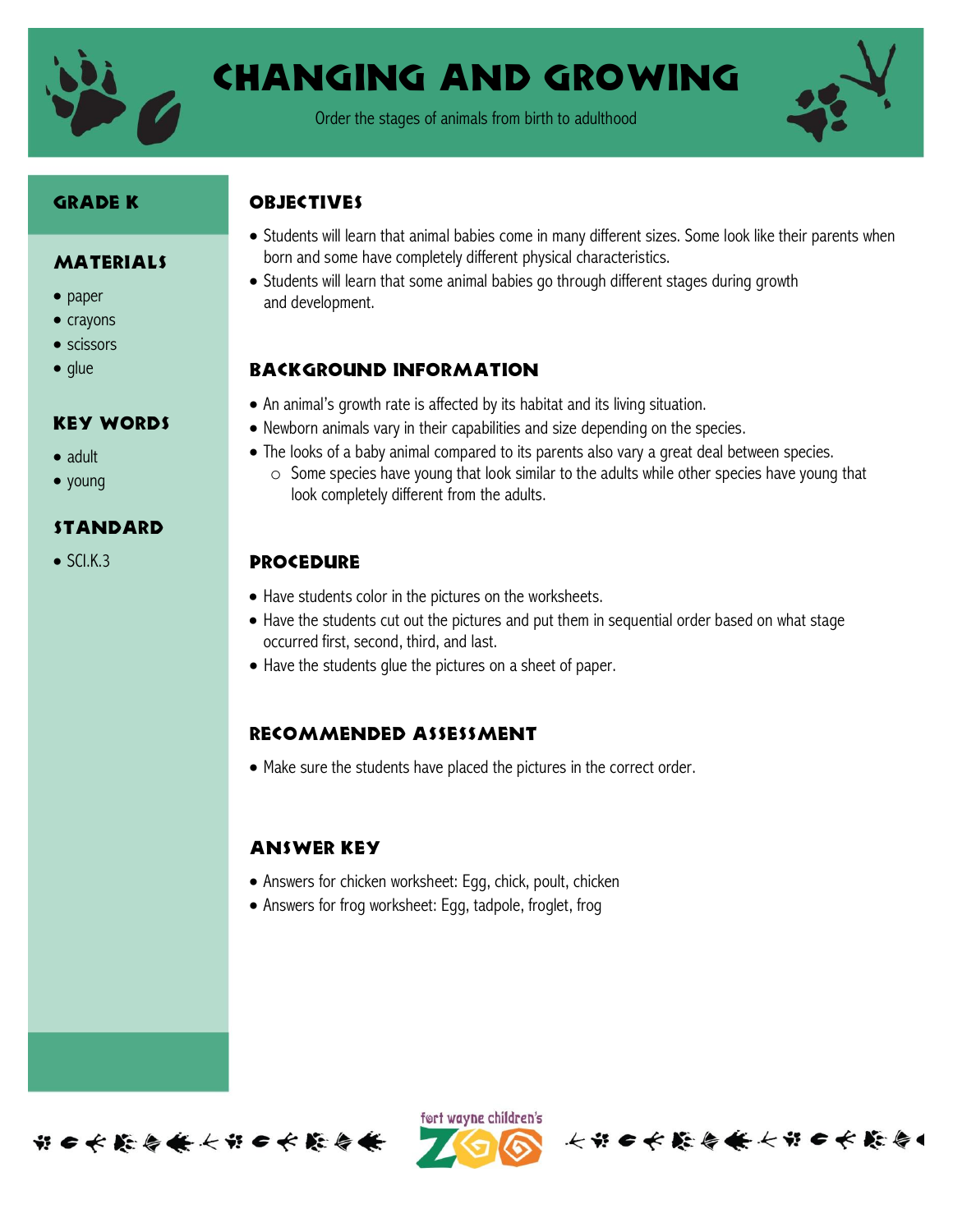# Changing and Growing

Order the stages of animals from birth to adulthood

## Grade K

## Materials

- paper
- crayons
- scissors
- glue

## Key Words

- adult
- young

## Standard

- SCI.K.3

## Objectives

- Students will learn that animal babies come in many different sizes. Some look like their parents when born and some have completely different physical characteristics.
- Students will learn that some animal babies go through different stages during growth and development.

## Background Information

- An animal's growth rate is affected by its habitat and its living situation.
- Newborn animals vary in their capabilities and size depending on the species.
- The looks of a baby animal compared to its parents also vary a great deal between species.
  - Some species have young that look similar to the adults while other species have young that look completely different from the adults.

## Procedure

- Have students color in the pictures on the worksheets.
- Have the students cut out the pictures and put them in sequential order based on what stage occurred first, second, third, and last.
- Have the students glue the pictures on a sheet of paper.

## Recommended Assessment

- Make sure the students have placed the pictures in the correct order.

## Answer Key

- Answers for chicken worksheet: Egg, chick, poult, chicken
- Answers for frog worksheet: Egg, tadpole, froglet, frog

fort wayne children's ZOO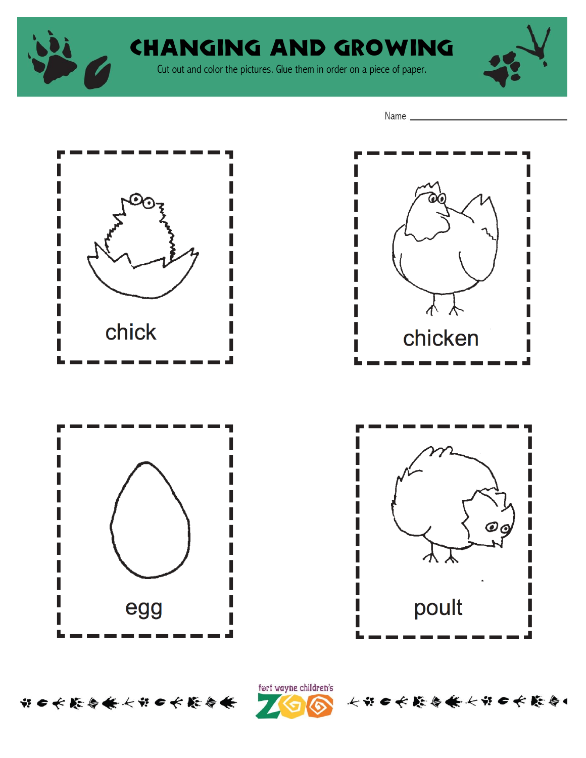# CHANGING AND GROWING

Cut out and color the pictures. Glue them in order on a piece of paper.

Name ______________________________

chick

chicken

egg

poult

fort wayne children's ZOO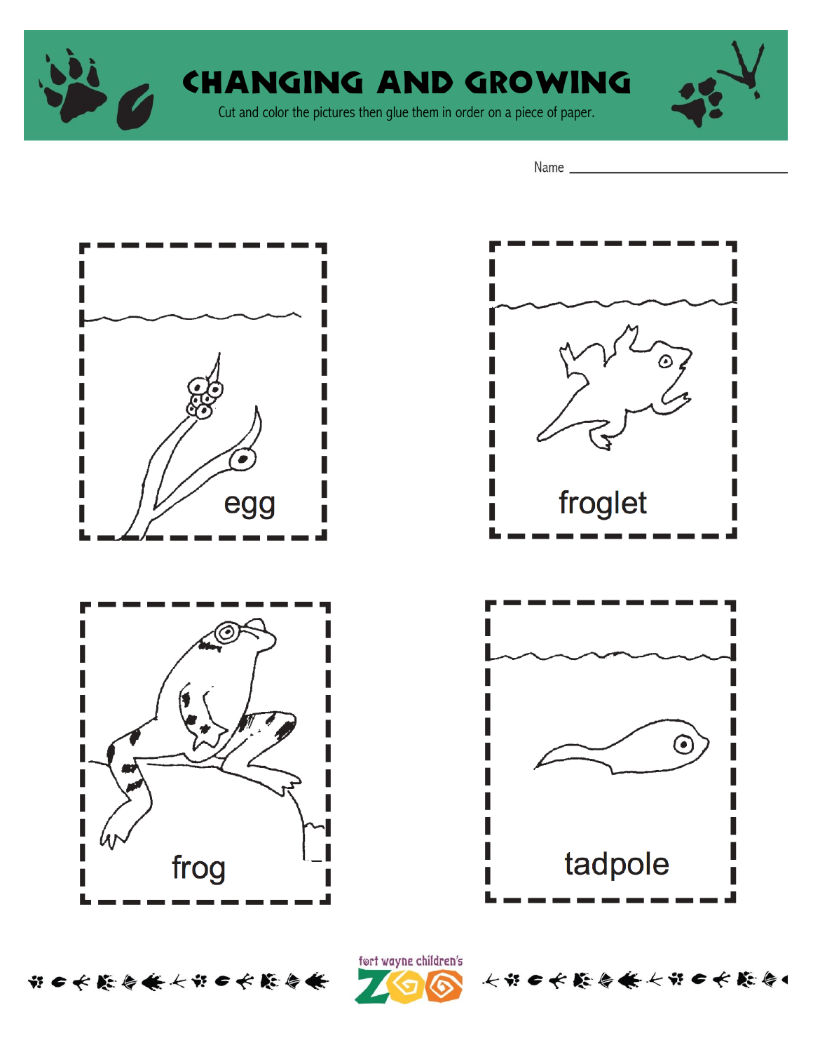# CHANGING AND GROWING

Cut and color the pictures then glue them in order on a piece of paper.

Name ______________________________

egg

froglet

frog

tadpole

fort wayne children's ZOO